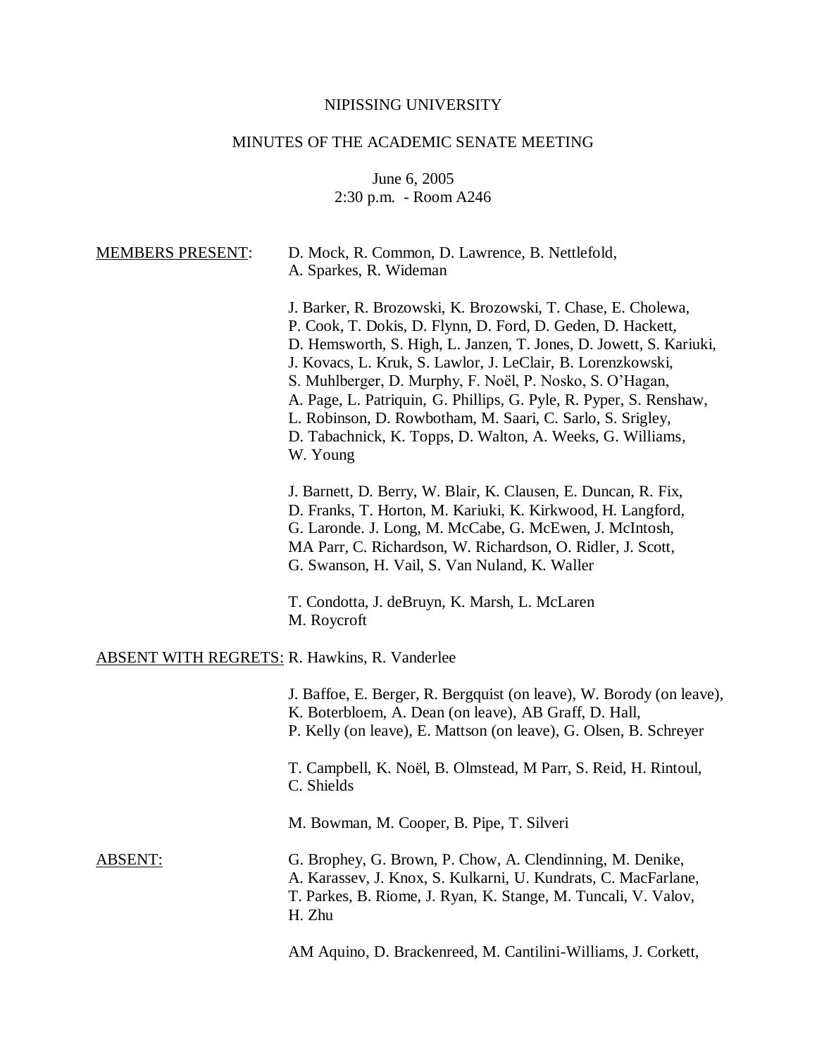NIPISSING UNIVERSITY

MINUTES OF THE ACADEMIC SENATE MEETING

June 6, 2005
2:30 p.m. - Room A246

MEMBERS PRESENT: D. Mock, R. Common, D. Lawrence, B. Nettlefold, A. Sparkes, R. Wideman

J. Barker, R. Brozowski, K. Brozowski, T. Chase, E. Cholewa, P. Cook, T. Dokis, D. Flynn, D. Ford, D. Geden, D. Hackett, D. Hemsworth, S. High, L. Janzen, T. Jones, D. Jowett, S. Kariuki, J. Kovacs, L. Kruk, S. Lawlor, J. LeClair, B. Lorenzkowski, S. Muhlberger, D. Murphy, F. Noël, P. Nosko, S. O'Hagan, A. Page, L. Patriquin, G. Phillips, G. Pyle, R. Pyper, S. Renshaw, L. Robinson, D. Rowbotham, M. Saari, C. Sarlo, S. Srigley, D. Tabachnick, K. Topps, D. Walton, A. Weeks, G. Williams, W. Young

J. Barnett, D. Berry, W. Blair, K. Clausen, E. Duncan, R. Fix, D. Franks, T. Horton, M. Kariuki, K. Kirkwood, H. Langford, G. Laronde. J. Long, M. McCabe, G. McEwen, J. McIntosh, MA Parr, C. Richardson, W. Richardson, O. Ridler, J. Scott, G. Swanson, H. Vail, S. Van Nuland, K. Waller

T. Condotta, J. deBruyn, K. Marsh, L. McLaren
M. Roycroft

ABSENT WITH REGRETS: R. Hawkins, R. Vanderlee

J. Baffoe, E. Berger, R. Bergquist (on leave), W. Borody (on leave), K. Boterbloem, A. Dean (on leave), AB Graff, D. Hall, P. Kelly (on leave), E. Mattson (on leave), G. Olsen, B. Schreyer

T. Campbell, K. Noël, B. Olmstead, M Parr, S. Reid, H. Rintoul, C. Shields

M. Bowman, M. Cooper, B. Pipe, T. Silveri

ABSENT: G. Brophey, G. Brown, P. Chow, A. Clendinning, M. Denike, A. Karassev, J. Knox, S. Kulkarni, U. Kundrats, C. MacFarlane, T. Parkes, B. Riome, J. Ryan, K. Stange, M. Tuncali, V. Valov, H. Zhu

AM Aquino, D. Brackenreed, M. Cantilini-Williams, J. Corkett,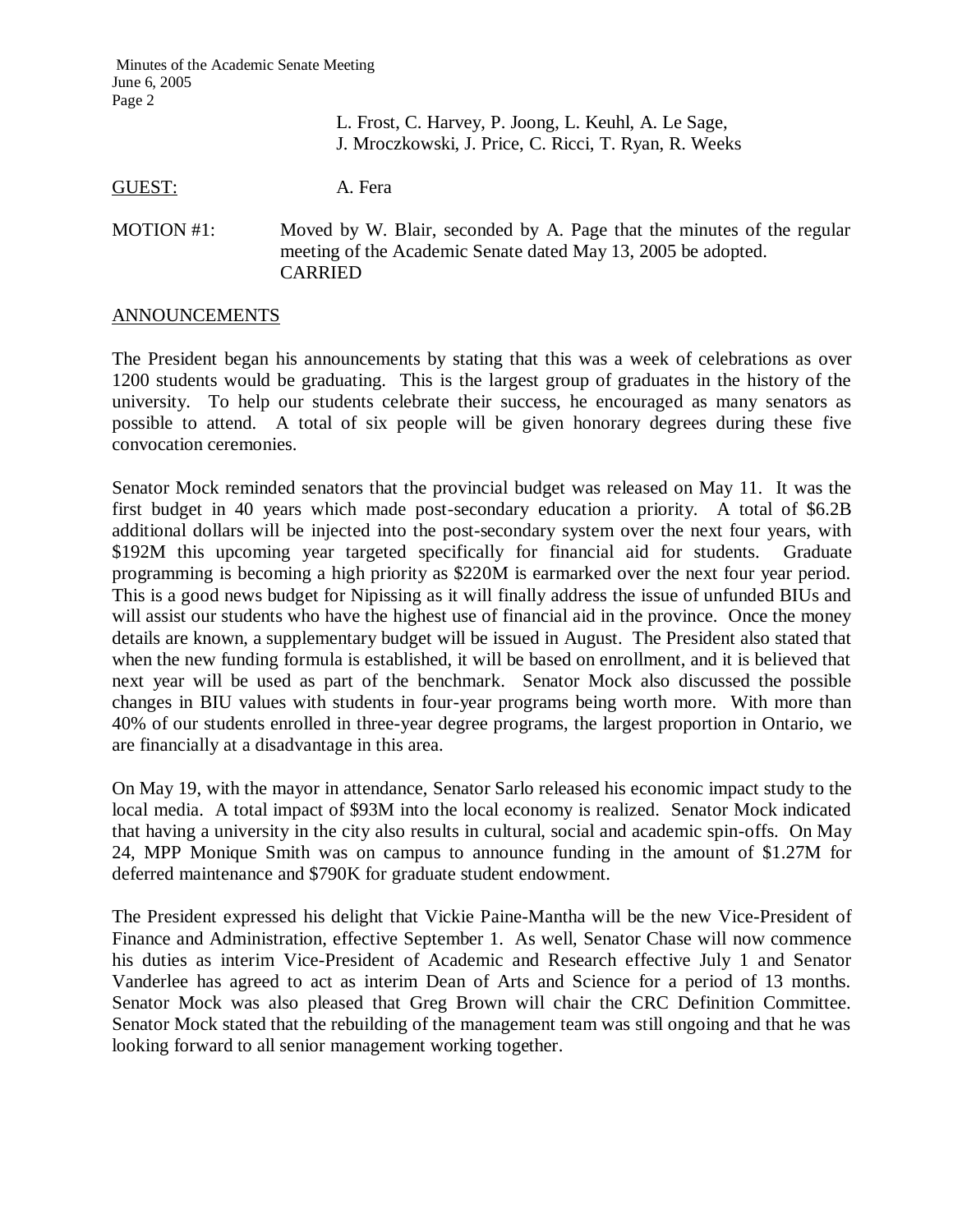L. Frost, C. Harvey, P. Joong, L. Keuhl, A. Le Sage, J. Mroczkowski, J. Price, C. Ricci, T. Ryan, R. Weeks

GUEST: A. Fera

MOTION #1: Moved by W. Blair, seconded by A. Page that the minutes of the regular meeting of the Academic Senate dated May 13, 2005 be adopted.
CARRIED

## ANNOUNCEMENTS

The President began his announcements by stating that this was a week of celebrations as over 1200 students would be graduating. This is the largest group of graduates in the history of the university. To help our students celebrate their success, he encouraged as many senators as possible to attend. A total of six people will be given honorary degrees during these five convocation ceremonies.

Senator Mock reminded senators that the provincial budget was released on May 11. It was the first budget in 40 years which made post-secondary education a priority. A total of $6.2B additional dollars will be injected into the post-secondary system over the next four years, with $192M this upcoming year targeted specifically for financial aid for students. Graduate programming is becoming a high priority as $220M is earmarked over the next four year period. This is a good news budget for Nipissing as it will finally address the issue of unfunded BIUs and will assist our students who have the highest use of financial aid in the province. Once the money details are known, a supplementary budget will be issued in August. The President also stated that when the new funding formula is established, it will be based on enrollment, and it is believed that next year will be used as part of the benchmark. Senator Mock also discussed the possible changes in BIU values with students in four-year programs being worth more. With more than 40% of our students enrolled in three-year degree programs, the largest proportion in Ontario, we are financially at a disadvantage in this area.

On May 19, with the mayor in attendance, Senator Sarlo released his economic impact study to the local media. A total impact of $93M into the local economy is realized. Senator Mock indicated that having a university in the city also results in cultural, social and academic spin-offs. On May 24, MPP Monique Smith was on campus to announce funding in the amount of $1.27M for deferred maintenance and $790K for graduate student endowment.

The President expressed his delight that Vickie Paine-Mantha will be the new Vice-President of Finance and Administration, effective September 1. As well, Senator Chase will now commence his duties as interim Vice-President of Academic and Research effective July 1 and Senator Vanderlee has agreed to act as interim Dean of Arts and Science for a period of 13 months. Senator Mock was also pleased that Greg Brown will chair the CRC Definition Committee. Senator Mock stated that the rebuilding of the management team was still ongoing and that he was looking forward to all senior management working together.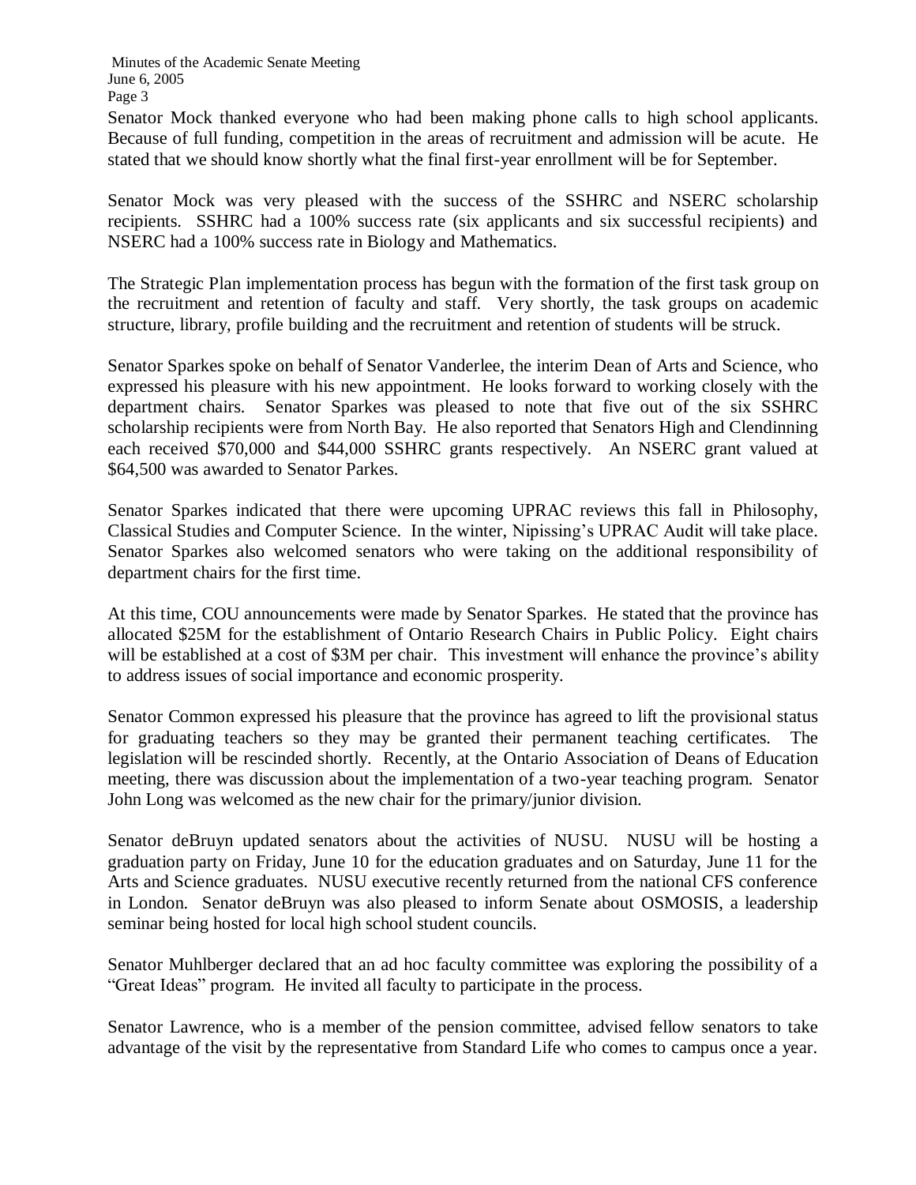Senator Mock thanked everyone who had been making phone calls to high school applicants. Because of full funding, competition in the areas of recruitment and admission will be acute. He stated that we should know shortly what the final first-year enrollment will be for September.

Senator Mock was very pleased with the success of the SSHRC and NSERC scholarship recipients. SSHRC had a 100% success rate (six applicants and six successful recipients) and NSERC had a 100% success rate in Biology and Mathematics.

The Strategic Plan implementation process has begun with the formation of the first task group on the recruitment and retention of faculty and staff. Very shortly, the task groups on academic structure, library, profile building and the recruitment and retention of students will be struck.

Senator Sparkes spoke on behalf of Senator Vanderlee, the interim Dean of Arts and Science, who expressed his pleasure with his new appointment. He looks forward to working closely with the department chairs. Senator Sparkes was pleased to note that five out of the six SSHRC scholarship recipients were from North Bay. He also reported that Senators High and Clendinning each received $70,000 and $44,000 SSHRC grants respectively. An NSERC grant valued at $64,500 was awarded to Senator Parkes.

Senator Sparkes indicated that there were upcoming UPRAC reviews this fall in Philosophy, Classical Studies and Computer Science. In the winter, Nipissing's UPRAC Audit will take place. Senator Sparkes also welcomed senators who were taking on the additional responsibility of department chairs for the first time.

At this time, COU announcements were made by Senator Sparkes. He stated that the province has allocated $25M for the establishment of Ontario Research Chairs in Public Policy. Eight chairs will be established at a cost of $3M per chair. This investment will enhance the province's ability to address issues of social importance and economic prosperity.

Senator Common expressed his pleasure that the province has agreed to lift the provisional status for graduating teachers so they may be granted their permanent teaching certificates. The legislation will be rescinded shortly. Recently, at the Ontario Association of Deans of Education meeting, there was discussion about the implementation of a two-year teaching program. Senator John Long was welcomed as the new chair for the primary/junior division.

Senator deBruyn updated senators about the activities of NUSU. NUSU will be hosting a graduation party on Friday, June 10 for the education graduates and on Saturday, June 11 for the Arts and Science graduates. NUSU executive recently returned from the national CFS conference in London. Senator deBruyn was also pleased to inform Senate about OSMOSIS, a leadership seminar being hosted for local high school student councils.

Senator Muhlberger declared that an ad hoc faculty committee was exploring the possibility of a "Great Ideas" program. He invited all faculty to participate in the process.

Senator Lawrence, who is a member of the pension committee, advised fellow senators to take advantage of the visit by the representative from Standard Life who comes to campus once a year.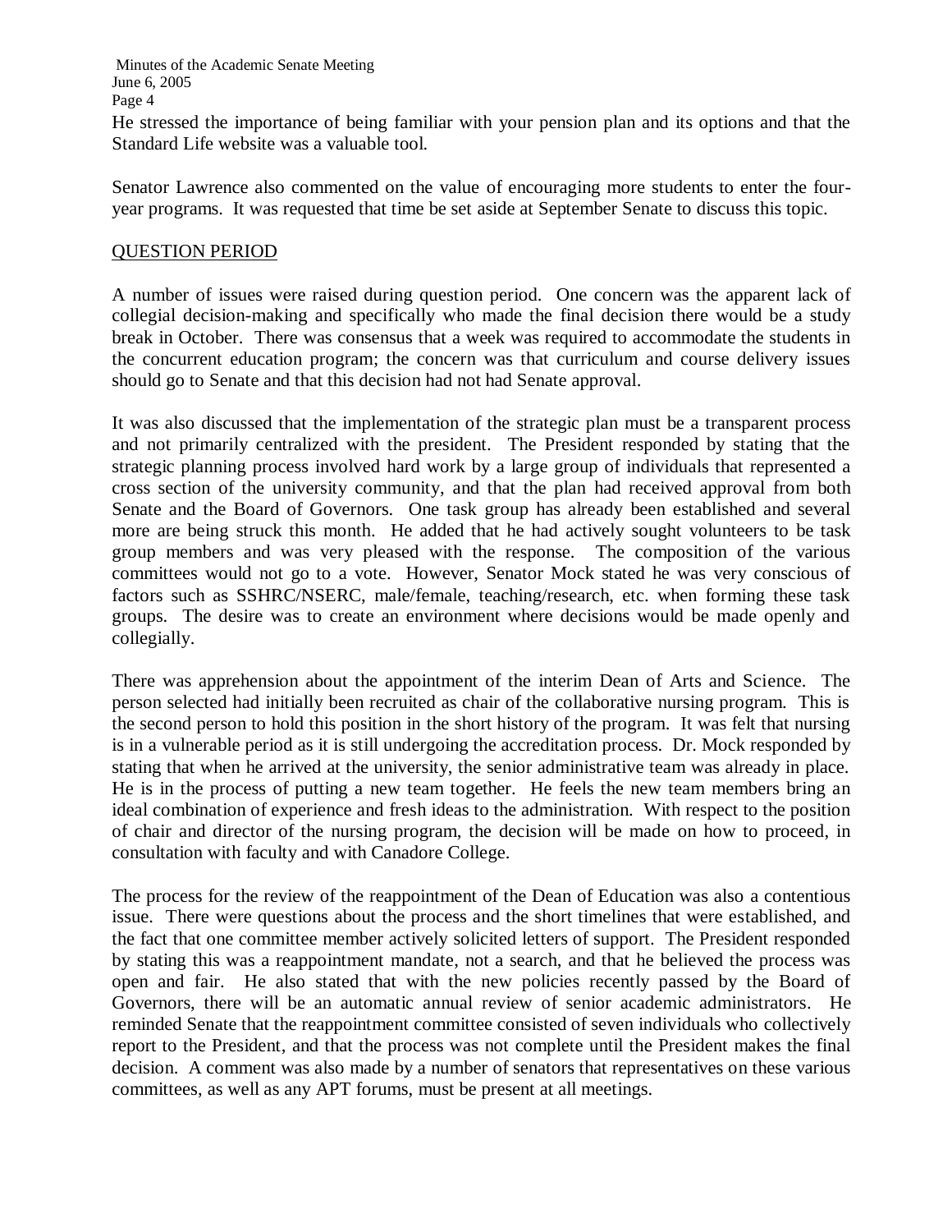He stressed the importance of being familiar with your pension plan and its options and that the Standard Life website was a valuable tool.

Senator Lawrence also commented on the value of encouraging more students to enter the four-year programs. It was requested that time be set aside at September Senate to discuss this topic.

## QUESTION PERIOD

A number of issues were raised during question period. One concern was the apparent lack of collegial decision-making and specifically who made the final decision there would be a study break in October. There was consensus that a week was required to accommodate the students in the concurrent education program; the concern was that curriculum and course delivery issues should go to Senate and that this decision had not had Senate approval.

It was also discussed that the implementation of the strategic plan must be a transparent process and not primarily centralized with the president. The President responded by stating that the strategic planning process involved hard work by a large group of individuals that represented a cross section of the university community, and that the plan had received approval from both Senate and the Board of Governors. One task group has already been established and several more are being struck this month. He added that he had actively sought volunteers to be task group members and was very pleased with the response. The composition of the various committees would not go to a vote. However, Senator Mock stated he was very conscious of factors such as SSHRC/NSERC, male/female, teaching/research, etc. when forming these task groups. The desire was to create an environment where decisions would be made openly and collegially.

There was apprehension about the appointment of the interim Dean of Arts and Science. The person selected had initially been recruited as chair of the collaborative nursing program. This is the second person to hold this position in the short history of the program. It was felt that nursing is in a vulnerable period as it is still undergoing the accreditation process. Dr. Mock responded by stating that when he arrived at the university, the senior administrative team was already in place. He is in the process of putting a new team together. He feels the new team members bring an ideal combination of experience and fresh ideas to the administration. With respect to the position of chair and director of the nursing program, the decision will be made on how to proceed, in consultation with faculty and with Canadore College.

The process for the review of the reappointment of the Dean of Education was also a contentious issue. There were questions about the process and the short timelines that were established, and the fact that one committee member actively solicited letters of support. The President responded by stating this was a reappointment mandate, not a search, and that he believed the process was open and fair. He also stated that with the new policies recently passed by the Board of Governors, there will be an automatic annual review of senior academic administrators. He reminded Senate that the reappointment committee consisted of seven individuals who collectively report to the President, and that the process was not complete until the President makes the final decision. A comment was also made by a number of senators that representatives on these various committees, as well as any APT forums, must be present at all meetings.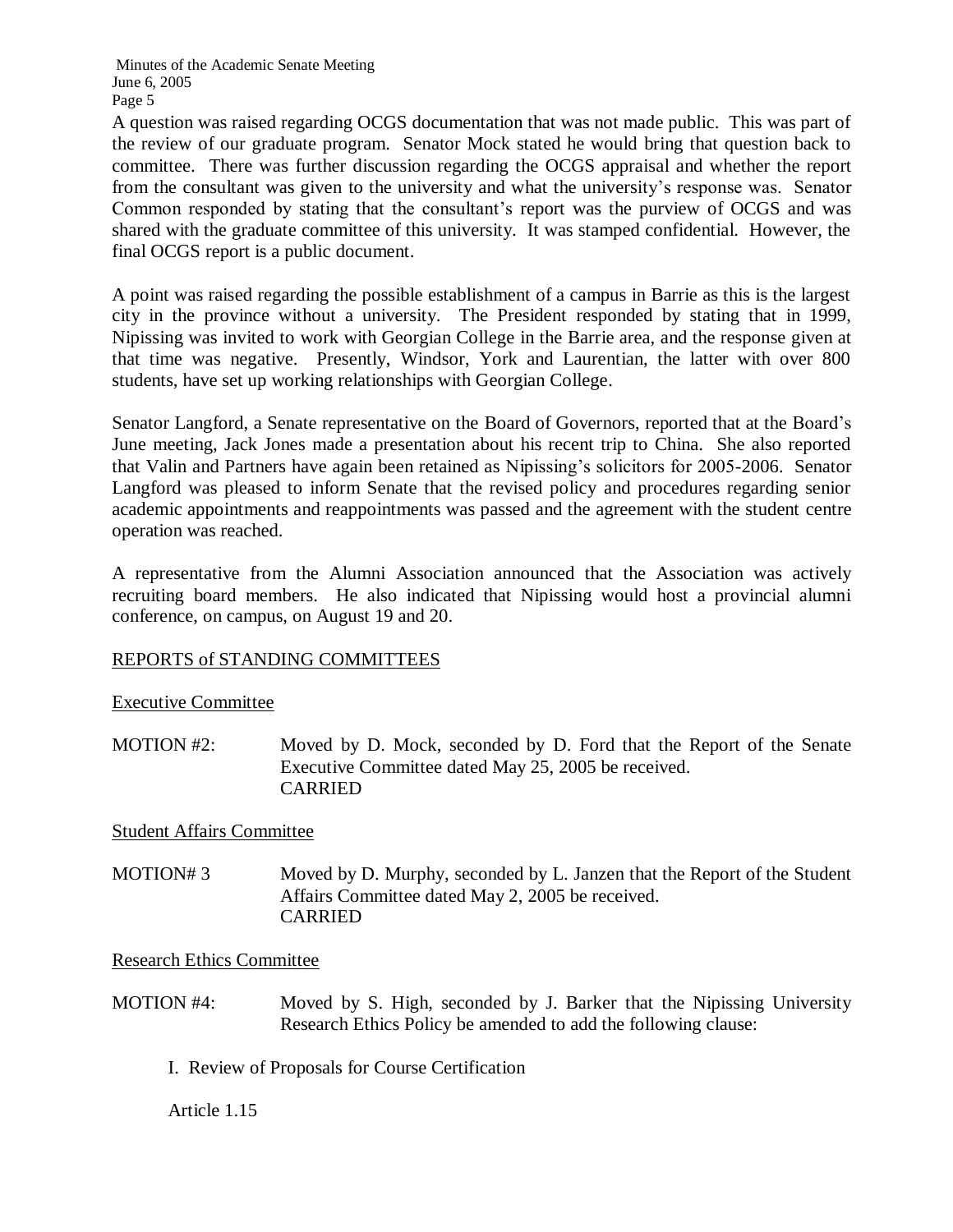A question was raised regarding OCGS documentation that was not made public. This was part of the review of our graduate program. Senator Mock stated he would bring that question back to committee. There was further discussion regarding the OCGS appraisal and whether the report from the consultant was given to the university and what the university's response was. Senator Common responded by stating that the consultant's report was the purview of OCGS and was shared with the graduate committee of this university. It was stamped confidential. However, the final OCGS report is a public document.

A point was raised regarding the possible establishment of a campus in Barrie as this is the largest city in the province without a university. The President responded by stating that in 1999, Nipissing was invited to work with Georgian College in the Barrie area, and the response given at that time was negative. Presently, Windsor, York and Laurentian, the latter with over 800 students, have set up working relationships with Georgian College.

Senator Langford, a Senate representative on the Board of Governors, reported that at the Board's June meeting, Jack Jones made a presentation about his recent trip to China. She also reported that Valin and Partners have again been retained as Nipissing's solicitors for 2005-2006. Senator Langford was pleased to inform Senate that the revised policy and procedures regarding senior academic appointments and reappointments was passed and the agreement with the student centre operation was reached.

A representative from the Alumni Association announced that the Association was actively recruiting board members. He also indicated that Nipissing would host a provincial alumni conference, on campus, on August 19 and 20.

## REPORTS of STANDING COMMITTEES

### Executive Committee

MOTION #2: Moved by D. Mock, seconded by D. Ford that the Report of the Senate Executive Committee dated May 25, 2005 be received.
CARRIED

### Student Affairs Committee

MOTION# 3 Moved by D. Murphy, seconded by L. Janzen that the Report of the Student Affairs Committee dated May 2, 2005 be received.
CARRIED

### Research Ethics Committee

MOTION #4: Moved by S. High, seconded by J. Barker that the Nipissing University Research Ethics Policy be amended to add the following clause:

I. Review of Proposals for Course Certification

Article 1.15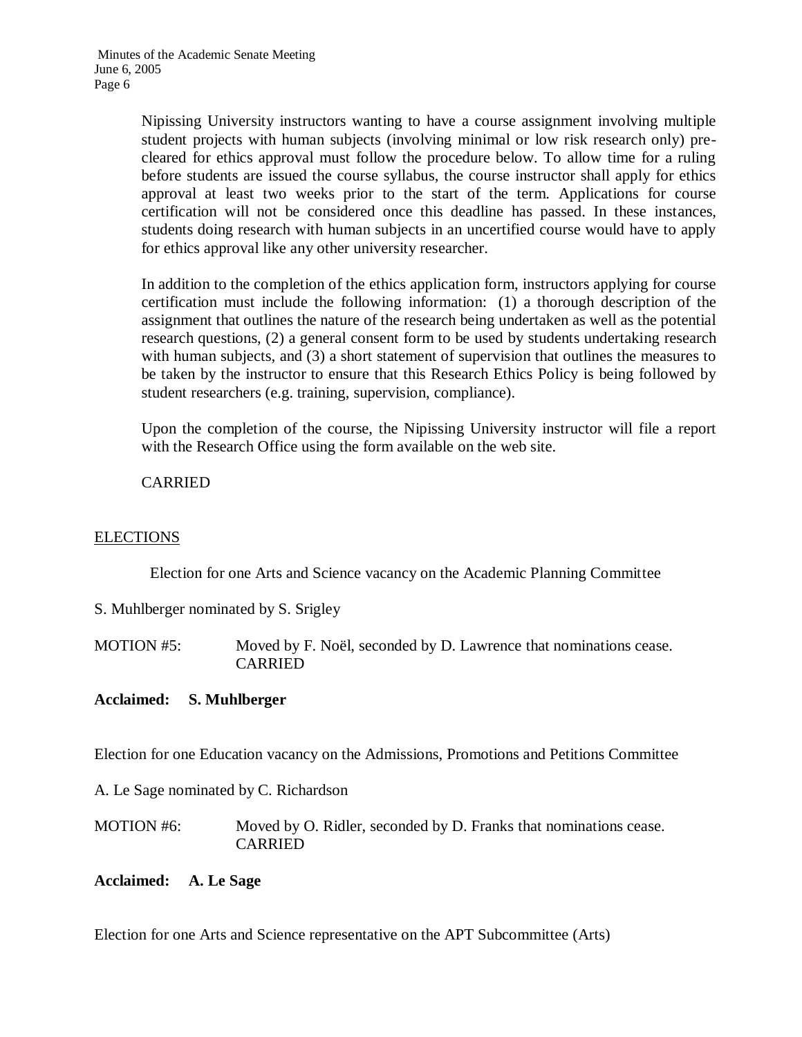Nipissing University instructors wanting to have a course assignment involving multiple student projects with human subjects (involving minimal or low risk research only) pre-cleared for ethics approval must follow the procedure below. To allow time for a ruling before students are issued the course syllabus, the course instructor shall apply for ethics approval at least two weeks prior to the start of the term. Applications for course certification will not be considered once this deadline has passed. In these instances, students doing research with human subjects in an uncertified course would have to apply for ethics approval like any other university researcher.

In addition to the completion of the ethics application form, instructors applying for course certification must include the following information: (1) a thorough description of the assignment that outlines the nature of the research being undertaken as well as the potential research questions, (2) a general consent form to be used by students undertaking research with human subjects, and (3) a short statement of supervision that outlines the measures to be taken by the instructor to ensure that this Research Ethics Policy is being followed by student researchers (e.g. training, supervision, compliance).

Upon the completion of the course, the Nipissing University instructor will file a report with the Research Office using the form available on the web site.

CARRIED

ELECTIONS

Election for one Arts and Science vacancy on the Academic Planning Committee

S. Muhlberger nominated by S. Srigley

MOTION #5: Moved by F. Noël, seconded by D. Lawrence that nominations cease. CARRIED

**Acclaimed: S. Muhlberger**

Election for one Education vacancy on the Admissions, Promotions and Petitions Committee

A. Le Sage nominated by C. Richardson

MOTION #6: Moved by O. Ridler, seconded by D. Franks that nominations cease. CARRIED

**Acclaimed: A. Le Sage**

Election for one Arts and Science representative on the APT Subcommittee (Arts)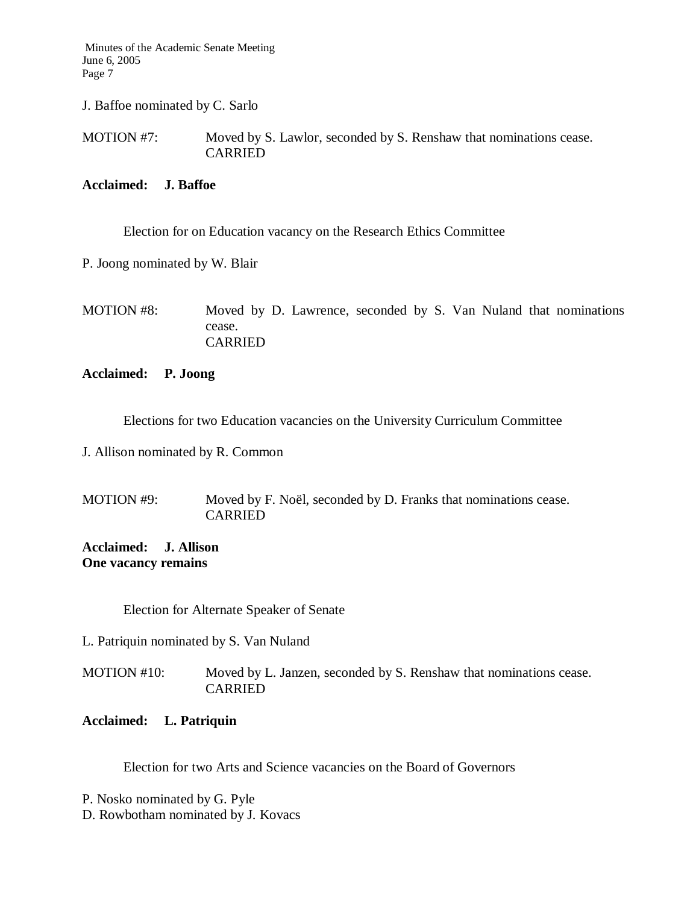J. Baffoe nominated by C. Sarlo

MOTION #7: Moved by S. Lawlor, seconded by S. Renshaw that nominations cease.
CARRIED

**Acclaimed: J. Baffoe**

Election for on Education vacancy on the Research Ethics Committee

P. Joong nominated by W. Blair

MOTION #8: Moved by D. Lawrence, seconded by S. Van Nuland that nominations cease.
CARRIED

**Acclaimed: P. Joong**

Elections for two Education vacancies on the University Curriculum Committee

J. Allison nominated by R. Common

MOTION #9: Moved by F. Noël, seconded by D. Franks that nominations cease.
CARRIED

**Acclaimed: J. Allison**
**One vacancy remains**

Election for Alternate Speaker of Senate

L. Patriquin nominated by S. Van Nuland

MOTION #10: Moved by L. Janzen, seconded by S. Renshaw that nominations cease.
CARRIED

**Acclaimed: L. Patriquin**

Election for two Arts and Science vacancies on the Board of Governors

P. Nosko nominated by G. Pyle
D. Rowbotham nominated by J. Kovacs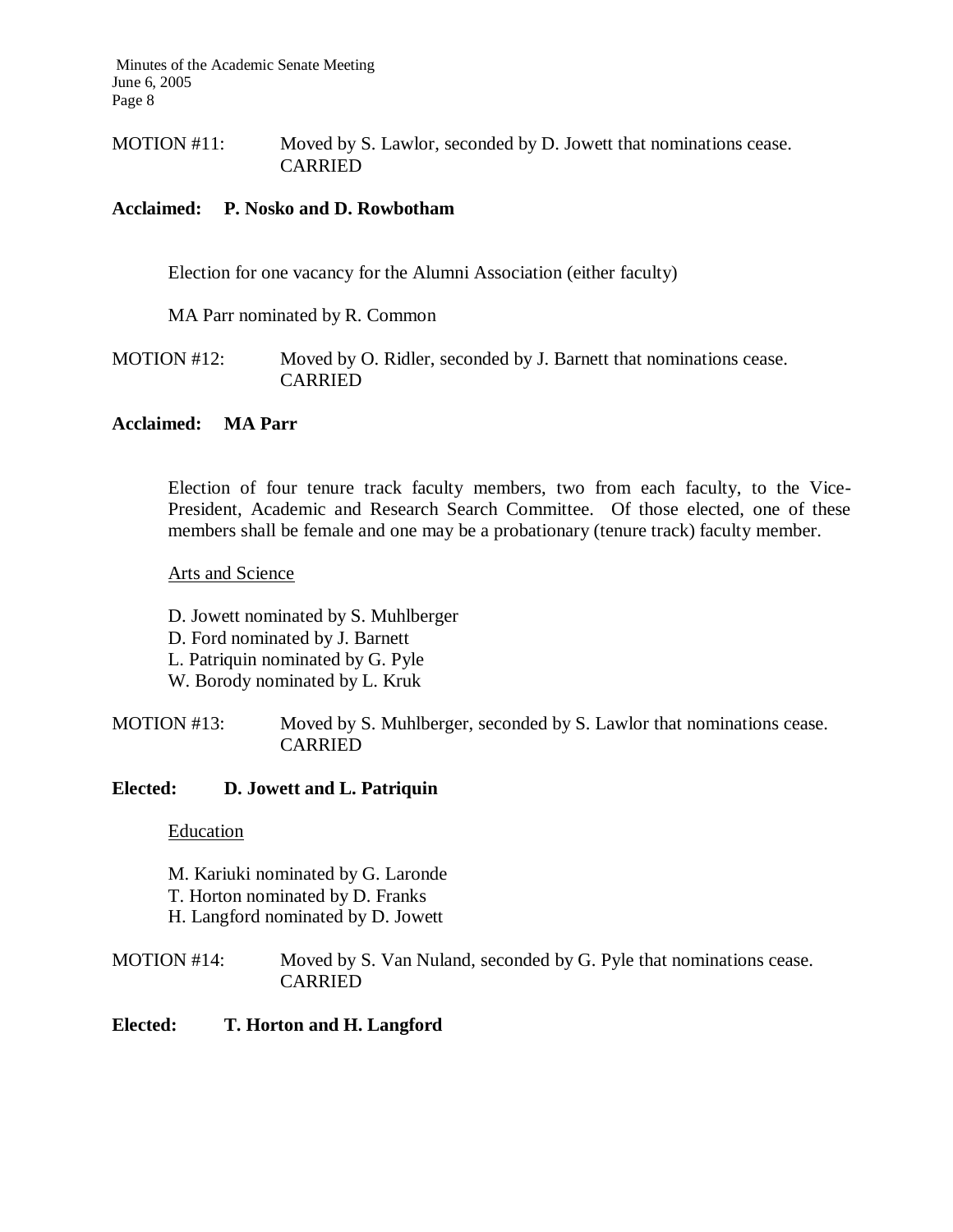MOTION #11: Moved by S. Lawlor, seconded by D. Jowett that nominations cease.
CARRIED

**Acclaimed: P. Nosko and D. Rowbotham**

Election for one vacancy for the Alumni Association (either faculty)

MA Parr nominated by R. Common

MOTION #12: Moved by O. Ridler, seconded by J. Barnett that nominations cease.
CARRIED

**Acclaimed: MA Parr**

Election of four tenure track faculty members, two from each faculty, to the Vice-President, Academic and Research Search Committee. Of those elected, one of these members shall be female and one may be a probationary (tenure track) faculty member.

Arts and Science

D. Jowett nominated by S. Muhlberger
D. Ford nominated by J. Barnett
L. Patriquin nominated by G. Pyle
W. Borody nominated by L. Kruk

MOTION #13: Moved by S. Muhlberger, seconded by S. Lawlor that nominations cease.
CARRIED

**Elected: D. Jowett and L. Patriquin**

Education

M. Kariuki nominated by G. Laronde
T. Horton nominated by D. Franks
H. Langford nominated by D. Jowett

MOTION #14: Moved by S. Van Nuland, seconded by G. Pyle that nominations cease.
CARRIED

**Elected: T. Horton and H. Langford**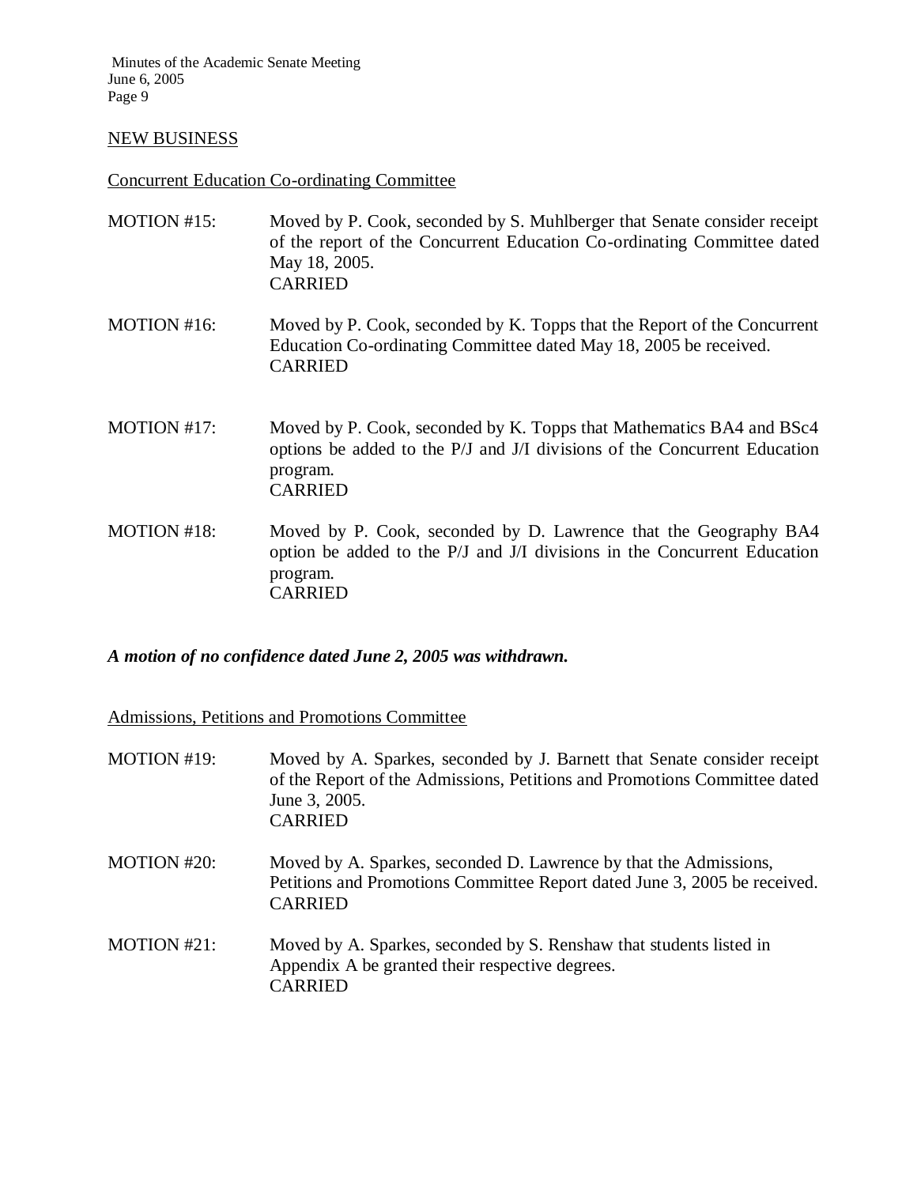## NEW BUSINESS

### Concurrent Education Co-ordinating Committee

MOTION #15: Moved by P. Cook, seconded by S. Muhlberger that Senate consider receipt of the report of the Concurrent Education Co-ordinating Committee dated May 18, 2005.
CARRIED

MOTION #16: Moved by P. Cook, seconded by K. Topps that the Report of the Concurrent Education Co-ordinating Committee dated May 18, 2005 be received.
CARRIED

MOTION #17: Moved by P. Cook, seconded by K. Topps that Mathematics BA4 and BSc4 options be added to the P/J and J/I divisions of the Concurrent Education program.
CARRIED

MOTION #18: Moved by P. Cook, seconded by D. Lawrence that the Geography BA4 option be added to the P/J and J/I divisions in the Concurrent Education program.
CARRIED

***A motion of no confidence dated June 2, 2005 was withdrawn.***

### Admissions, Petitions and Promotions Committee

MOTION #19: Moved by A. Sparkes, seconded by J. Barnett that Senate consider receipt of the Report of the Admissions, Petitions and Promotions Committee dated June 3, 2005.
CARRIED

MOTION #20: Moved by A. Sparkes, seconded D. Lawrence by that the Admissions, Petitions and Promotions Committee Report dated June 3, 2005 be received.
CARRIED

MOTION #21: Moved by A. Sparkes, seconded by S. Renshaw that students listed in Appendix A be granted their respective degrees.
CARRIED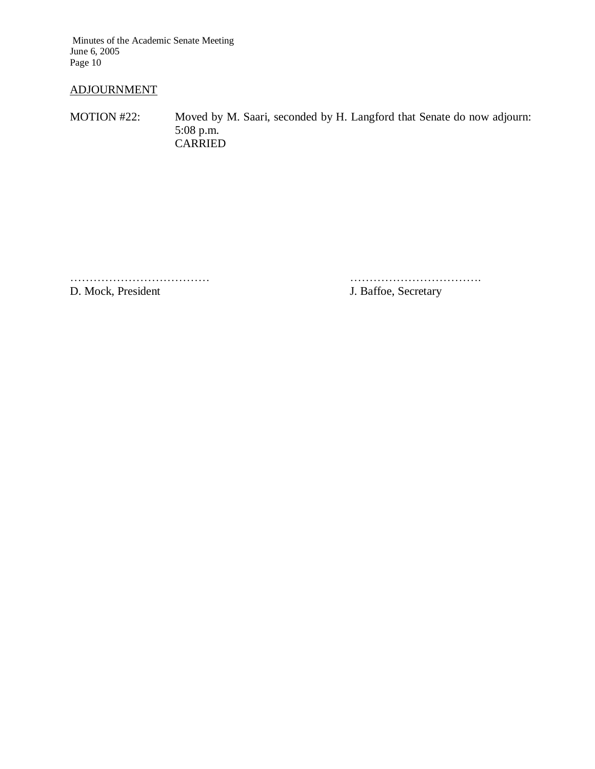## ADJOURNMENT

MOTION #22: Moved by M. Saari, seconded by H. Langford that Senate do now adjourn: 5:08 p.m.
CARRIED

……………………………… ……………………………..
D. Mock, President J. Baffoe, Secretary